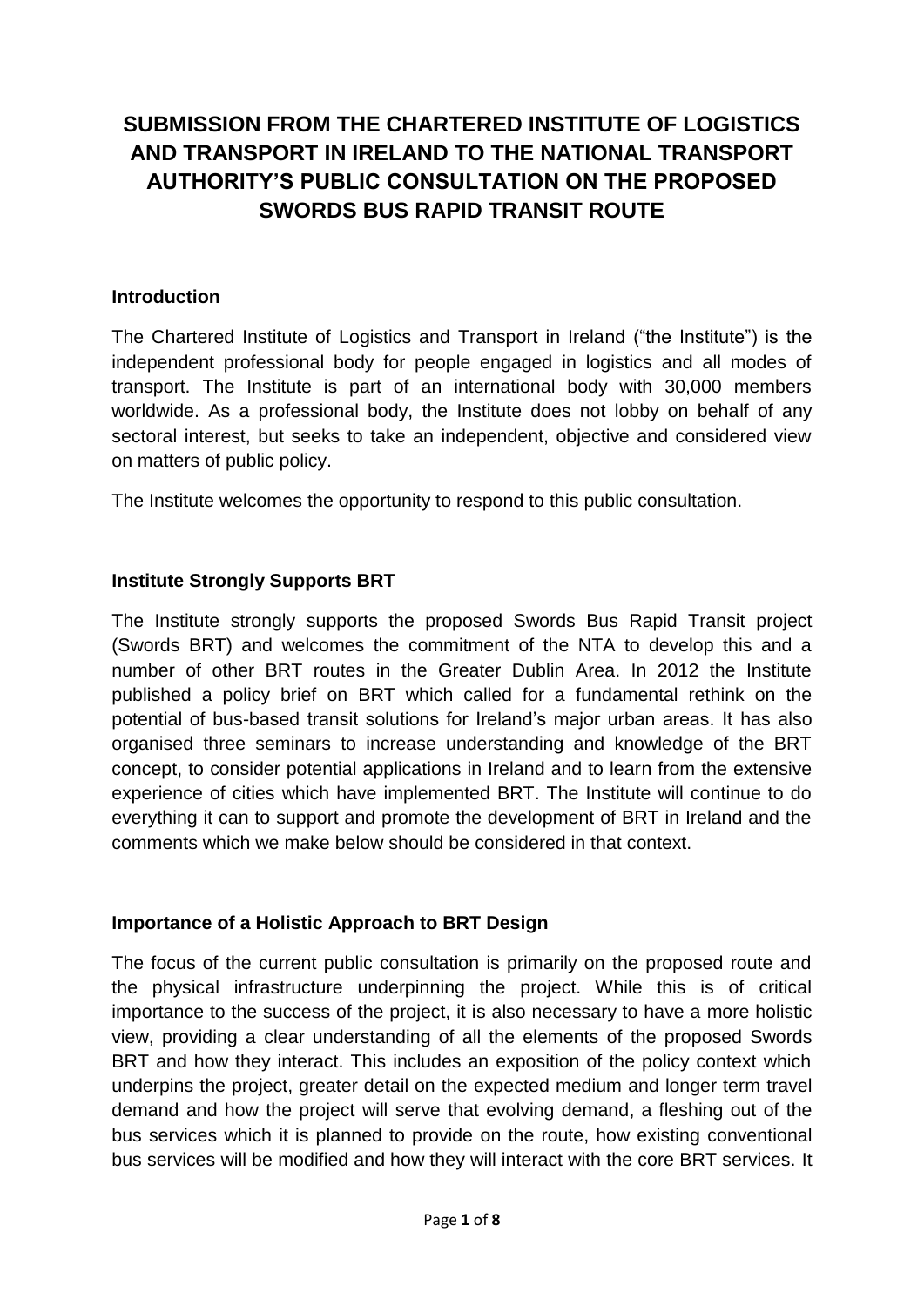# SUBMISSION FROM THE CHARTERED INSTITUTE OF LOGISTICS AND TRANSPORT IN IRELAND TO THE NATIONAL TRANSPORT AUTHORITY'S PUBLIC CONSULTATION ON THE PROPOSED SWORDS BUS RAPID TRANSIT ROUTE

## Introduction

The Chartered Institute of Logistics and Transport in Ireland ("the Institute") is the independent professional body for people engaged in logistics and all modes of transport. The Institute is part of an international body with 30,000 members worldwide. As a professional body, the Institute does not lobby on behalf of any sectoral interest, but seeks to take an independent, objective and considered view on matters of public policy.

The Institute welcomes the opportunity to respond to this public consultation.

## Institute Strongly Supports BRT

The Institute strongly supports the proposed Swords Bus Rapid Transit project (Swords BRT) and welcomes the commitment of the NTA to develop this and a number of other BRT routes in the Greater Dublin Area. In 2012 the Institute published a policy brief on BRT which called for a fundamental rethink on the potential of bus-based transit solutions for Ireland's major urban areas. It has also organised three seminars to increase understanding and knowledge of the BRT concept, to consider potential applications in Ireland and to learn from the extensive experience of cities which have implemented BRT. The Institute will continue to do everything it can to support and promote the development of BRT in Ireland and the comments which we make below should be considered in that context.

## Importance of a Holistic Approach to BRT Design

The focus of the current public consultation is primarily on the proposed route and the physical infrastructure underpinning the project. While this is of critical importance to the success of the project, it is also necessary to have a more holistic view, providing a clear understanding of all the elements of the proposed Swords BRT and how they interact. This includes an exposition of the policy context which underpins the project, greater detail on the expected medium and longer term travel demand and how the project will serve that evolving demand, a fleshing out of the bus services which it is planned to provide on the route, how existing conventional bus services will be modified and how they will interact with the core BRT services. It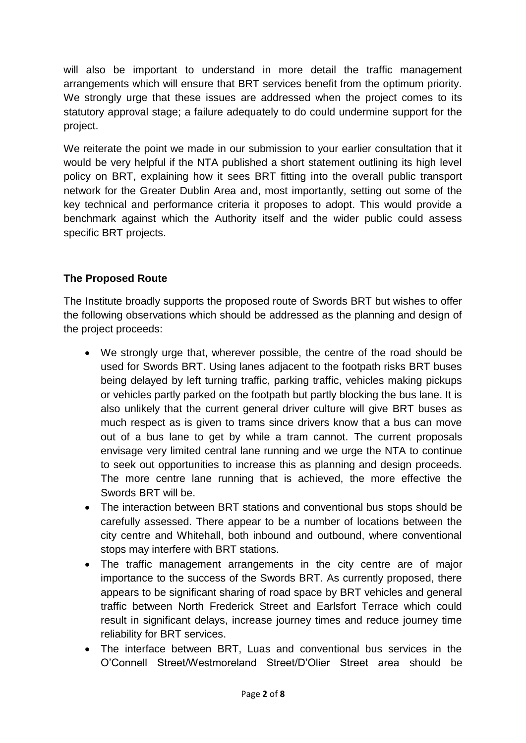will also be important to understand in more detail the traffic management arrangements which will ensure that BRT services benefit from the optimum priority. We strongly urge that these issues are addressed when the project comes to its statutory approval stage; a failure adequately to do could undermine support for the project.

We reiterate the point we made in our submission to your earlier consultation that it would be very helpful if the NTA published a short statement outlining its high level policy on BRT, explaining how it sees BRT fitting into the overall public transport network for the Greater Dublin Area and, most importantly, setting out some of the key technical and performance criteria it proposes to adopt. This would provide a benchmark against which the Authority itself and the wider public could assess specific BRT projects.

## The Proposed Route

The Institute broadly supports the proposed route of Swords BRT but wishes to offer the following observations which should be addressed as the planning and design of the project proceeds:

- We strongly urge that, wherever possible, the centre of the road should be used for Swords BRT. Using lanes adjacent to the footpath risks BRT buses being delayed by left turning traffic, parking traffic, vehicles making pickups or vehicles partly parked on the footpath but partly blocking the bus lane. It is also unlikely that the current general driver culture will give BRT buses as much respect as is given to trams since drivers know that a bus can move out of a bus lane to get by while a tram cannot. The current proposals envisage very limited central lane running and we urge the NTA to continue to seek out opportunities to increase this as planning and design proceeds. The more centre lane running that is achieved, the more effective the Swords BRT will be.
- The interaction between BRT stations and conventional bus stops should be carefully assessed. There appear to be a number of locations between the city centre and Whitehall, both inbound and outbound, where conventional stops may interfere with BRT stations.
- The traffic management arrangements in the city centre are of major importance to the success of the Swords BRT. As currently proposed, there appears to be significant sharing of road space by BRT vehicles and general traffic between North Frederick Street and Earlsfort Terrace which could result in significant delays, increase journey times and reduce journey time reliability for BRT services.
- The interface between BRT, Luas and conventional bus services in the O'Connell Street/Westmoreland Street/D'Olier Street area should be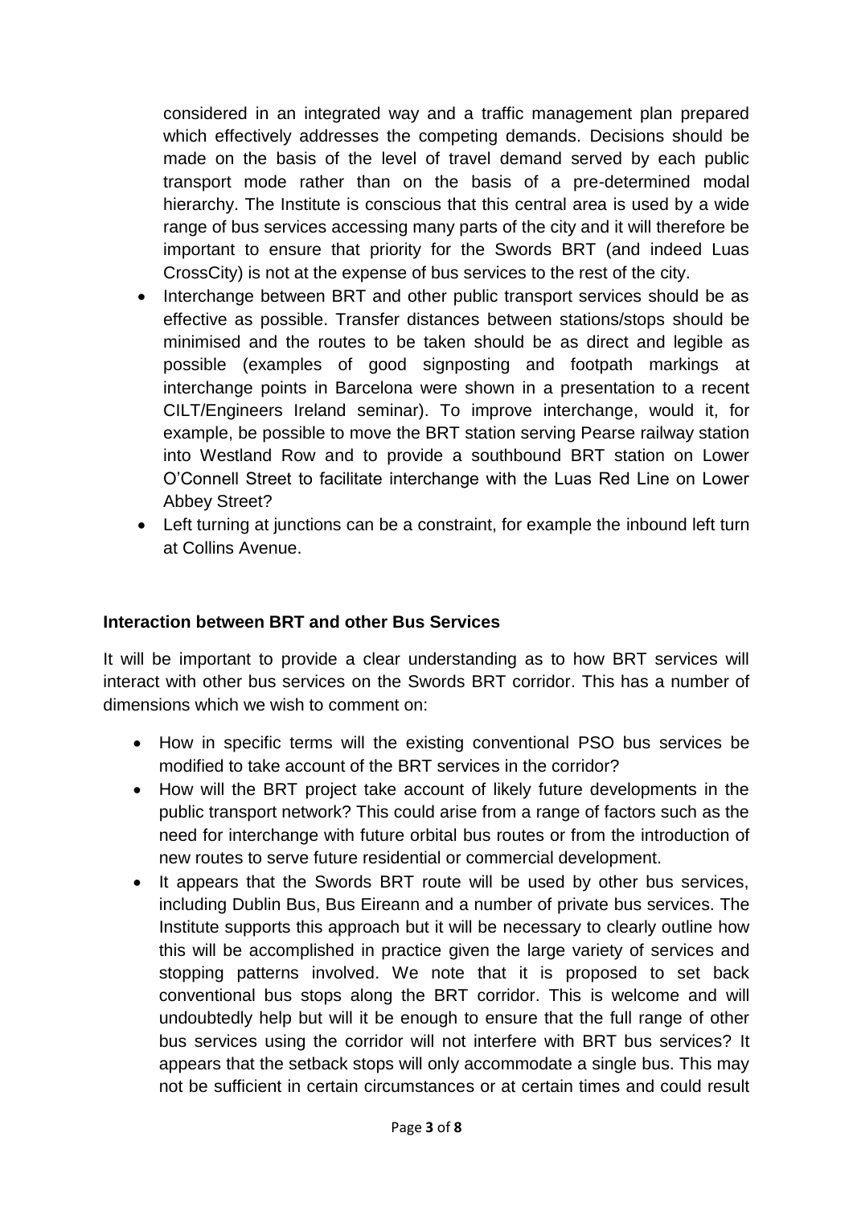considered in an integrated way and a traffic management plan prepared which effectively addresses the competing demands. Decisions should be made on the basis of the level of travel demand served by each public transport mode rather than on the basis of a pre-determined modal hierarchy. The Institute is conscious that this central area is used by a wide range of bus services accessing many parts of the city and it will therefore be important to ensure that priority for the Swords BRT (and indeed Luas CrossCity) is not at the expense of bus services to the rest of the city.

- Interchange between BRT and other public transport services should be as effective as possible. Transfer distances between stations/stops should be minimised and the routes to be taken should be as direct and legible as possible (examples of good signposting and footpath markings at interchange points in Barcelona were shown in a presentation to a recent CILT/Engineers Ireland seminar). To improve interchange, would it, for example, be possible to move the BRT station serving Pearse railway station into Westland Row and to provide a southbound BRT station on Lower O'Connell Street to facilitate interchange with the Luas Red Line on Lower Abbey Street?
- Left turning at junctions can be a constraint, for example the inbound left turn at Collins Avenue.

**Interaction between BRT and other Bus Services**

It will be important to provide a clear understanding as to how BRT services will interact with other bus services on the Swords BRT corridor. This has a number of dimensions which we wish to comment on:

- How in specific terms will the existing conventional PSO bus services be modified to take account of the BRT services in the corridor?
- How will the BRT project take account of likely future developments in the public transport network? This could arise from a range of factors such as the need for interchange with future orbital bus routes or from the introduction of new routes to serve future residential or commercial development.
- It appears that the Swords BRT route will be used by other bus services, including Dublin Bus, Bus Eireann and a number of private bus services. The Institute supports this approach but it will be necessary to clearly outline how this will be accomplished in practice given the large variety of services and stopping patterns involved. We note that it is proposed to set back conventional bus stops along the BRT corridor. This is welcome and will undoubtedly help but will it be enough to ensure that the full range of other bus services using the corridor will not interfere with BRT bus services? It appears that the setback stops will only accommodate a single bus. This may not be sufficient in certain circumstances or at certain times and could result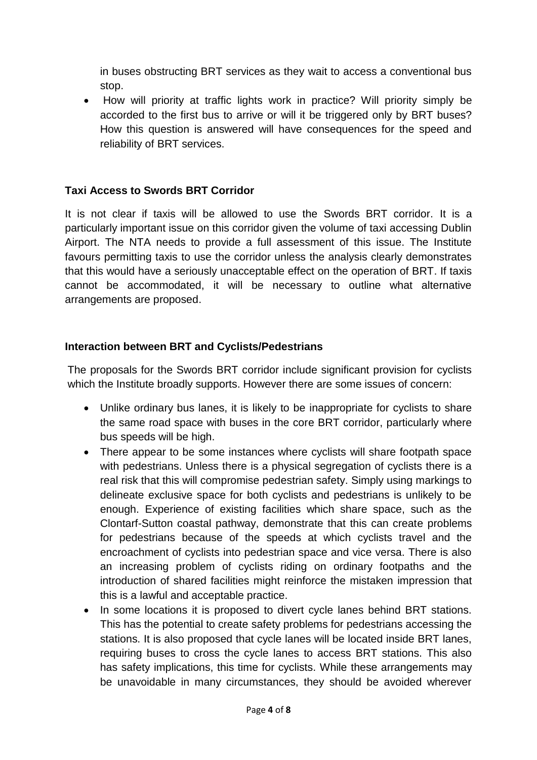in buses obstructing BRT services as they wait to access a conventional bus stop.

- How will priority at traffic lights work in practice? Will priority simply be accorded to the first bus to arrive or will it be triggered only by BRT buses? How this question is answered will have consequences for the speed and reliability of BRT services.

### Taxi Access to Swords BRT Corridor

It is not clear if taxis will be allowed to use the Swords BRT corridor. It is a particularly important issue on this corridor given the volume of taxi accessing Dublin Airport. The NTA needs to provide a full assessment of this issue. The Institute favours permitting taxis to use the corridor unless the analysis clearly demonstrates that this would have a seriously unacceptable effect on the operation of BRT. If taxis cannot be accommodated, it will be necessary to outline what alternative arrangements are proposed.

### Interaction between BRT and Cyclists/Pedestrians

The proposals for the Swords BRT corridor include significant provision for cyclists which the Institute broadly supports. However there are some issues of concern:

- Unlike ordinary bus lanes, it is likely to be inappropriate for cyclists to share the same road space with buses in the core BRT corridor, particularly where bus speeds will be high.
- There appear to be some instances where cyclists will share footpath space with pedestrians. Unless there is a physical segregation of cyclists there is a real risk that this will compromise pedestrian safety. Simply using markings to delineate exclusive space for both cyclists and pedestrians is unlikely to be enough. Experience of existing facilities which share space, such as the Clontarf-Sutton coastal pathway, demonstrate that this can create problems for pedestrians because of the speeds at which cyclists travel and the encroachment of cyclists into pedestrian space and vice versa. There is also an increasing problem of cyclists riding on ordinary footpaths and the introduction of shared facilities might reinforce the mistaken impression that this is a lawful and acceptable practice.
- In some locations it is proposed to divert cycle lanes behind BRT stations. This has the potential to create safety problems for pedestrians accessing the stations. It is also proposed that cycle lanes will be located inside BRT lanes, requiring buses to cross the cycle lanes to access BRT stations. This also has safety implications, this time for cyclists. While these arrangements may be unavoidable in many circumstances, they should be avoided wherever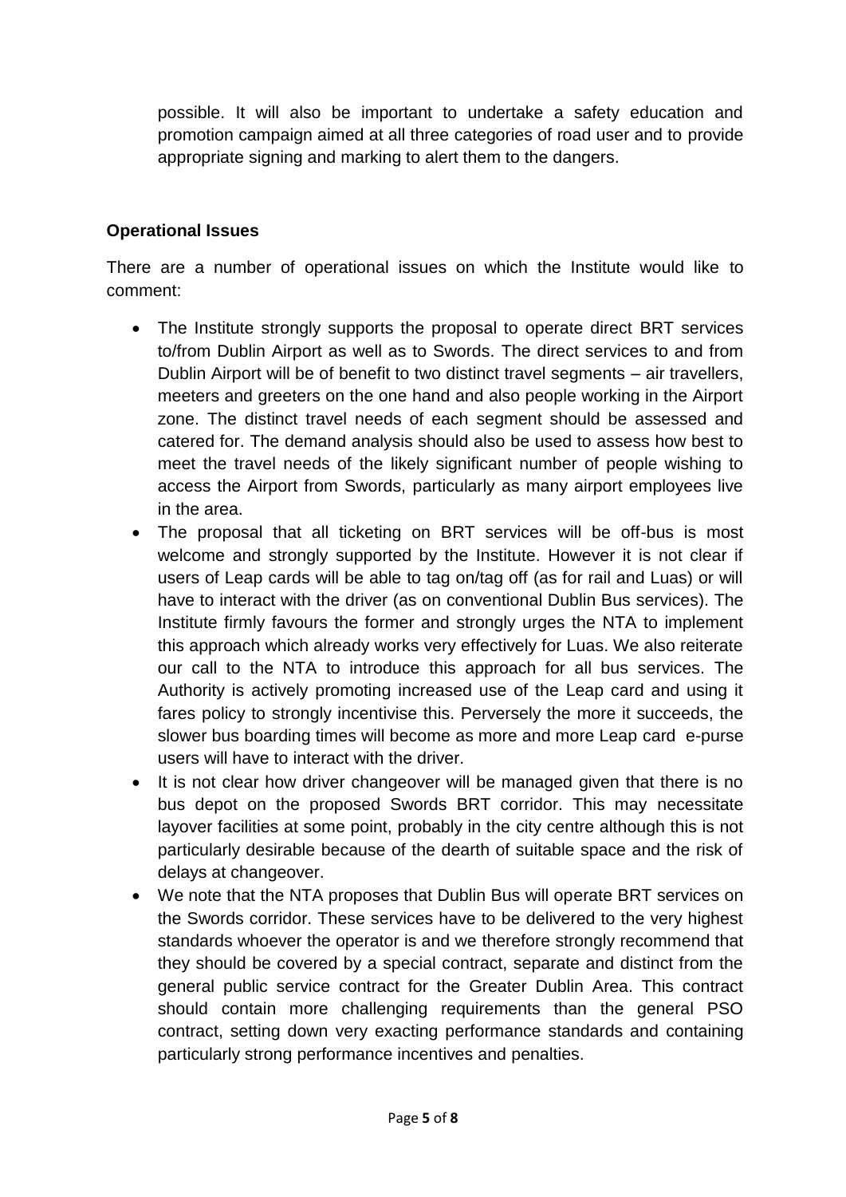possible. It will also be important to undertake a safety education and promotion campaign aimed at all three categories of road user and to provide appropriate signing and marking to alert them to the dangers.

**Operational Issues**

There are a number of operational issues on which the Institute would like to comment:

- The Institute strongly supports the proposal to operate direct BRT services to/from Dublin Airport as well as to Swords. The direct services to and from Dublin Airport will be of benefit to two distinct travel segments – air travellers, meeters and greeters on the one hand and also people working in the Airport zone. The distinct travel needs of each segment should be assessed and catered for. The demand analysis should also be used to assess how best to meet the travel needs of the likely significant number of people wishing to access the Airport from Swords, particularly as many airport employees live in the area.
- The proposal that all ticketing on BRT services will be off-bus is most welcome and strongly supported by the Institute. However it is not clear if users of Leap cards will be able to tag on/tag off (as for rail and Luas) or will have to interact with the driver (as on conventional Dublin Bus services). The Institute firmly favours the former and strongly urges the NTA to implement this approach which already works very effectively for Luas. We also reiterate our call to the NTA to introduce this approach for all bus services. The Authority is actively promoting increased use of the Leap card and using it fares policy to strongly incentivise this. Perversely the more it succeeds, the slower bus boarding times will become as more and more Leap card e-purse users will have to interact with the driver.
- It is not clear how driver changeover will be managed given that there is no bus depot on the proposed Swords BRT corridor. This may necessitate layover facilities at some point, probably in the city centre although this is not particularly desirable because of the dearth of suitable space and the risk of delays at changeover.
- We note that the NTA proposes that Dublin Bus will operate BRT services on the Swords corridor. These services have to be delivered to the very highest standards whoever the operator is and we therefore strongly recommend that they should be covered by a special contract, separate and distinct from the general public service contract for the Greater Dublin Area. This contract should contain more challenging requirements than the general PSO contract, setting down very exacting performance standards and containing particularly strong performance incentives and penalties.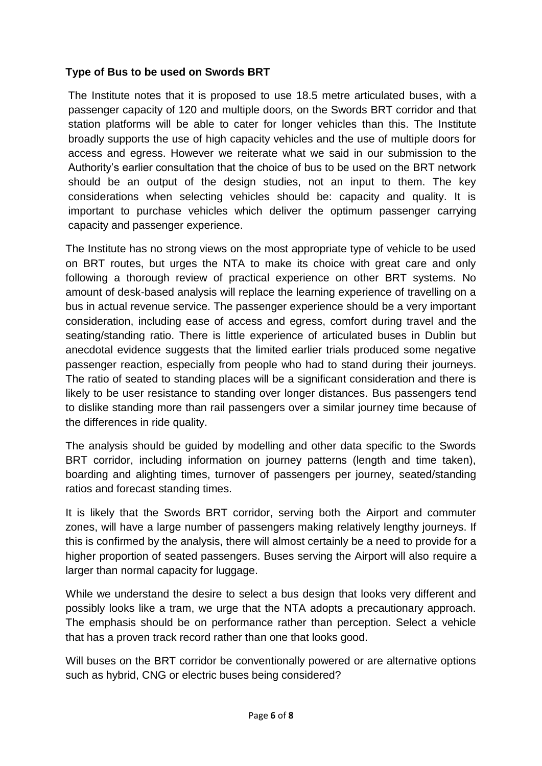**Type of Bus to be used on Swords BRT**

The Institute notes that it is proposed to use 18.5 metre articulated buses, with a passenger capacity of 120 and multiple doors, on the Swords BRT corridor and that station platforms will be able to cater for longer vehicles than this. The Institute broadly supports the use of high capacity vehicles and the use of multiple doors for access and egress. However we reiterate what we said in our submission to the Authority's earlier consultation that the choice of bus to be used on the BRT network should be an output of the design studies, not an input to them. The key considerations when selecting vehicles should be: capacity and quality. It is important to purchase vehicles which deliver the optimum passenger carrying capacity and passenger experience.

The Institute has no strong views on the most appropriate type of vehicle to be used on BRT routes, but urges the NTA to make its choice with great care and only following a thorough review of practical experience on other BRT systems. No amount of desk-based analysis will replace the learning experience of travelling on a bus in actual revenue service. The passenger experience should be a very important consideration, including ease of access and egress, comfort during travel and the seating/standing ratio. There is little experience of articulated buses in Dublin but anecdotal evidence suggests that the limited earlier trials produced some negative passenger reaction, especially from people who had to stand during their journeys. The ratio of seated to standing places will be a significant consideration and there is likely to be user resistance to standing over longer distances. Bus passengers tend to dislike standing more than rail passengers over a similar journey time because of the differences in ride quality.

The analysis should be guided by modelling and other data specific to the Swords BRT corridor, including information on journey patterns (length and time taken), boarding and alighting times, turnover of passengers per journey, seated/standing ratios and forecast standing times.

It is likely that the Swords BRT corridor, serving both the Airport and commuter zones, will have a large number of passengers making relatively lengthy journeys. If this is confirmed by the analysis, there will almost certainly be a need to provide for a higher proportion of seated passengers. Buses serving the Airport will also require a larger than normal capacity for luggage.

While we understand the desire to select a bus design that looks very different and possibly looks like a tram, we urge that the NTA adopts a precautionary approach. The emphasis should be on performance rather than perception. Select a vehicle that has a proven track record rather than one that looks good.

Will buses on the BRT corridor be conventionally powered or are alternative options such as hybrid, CNG or electric buses being considered?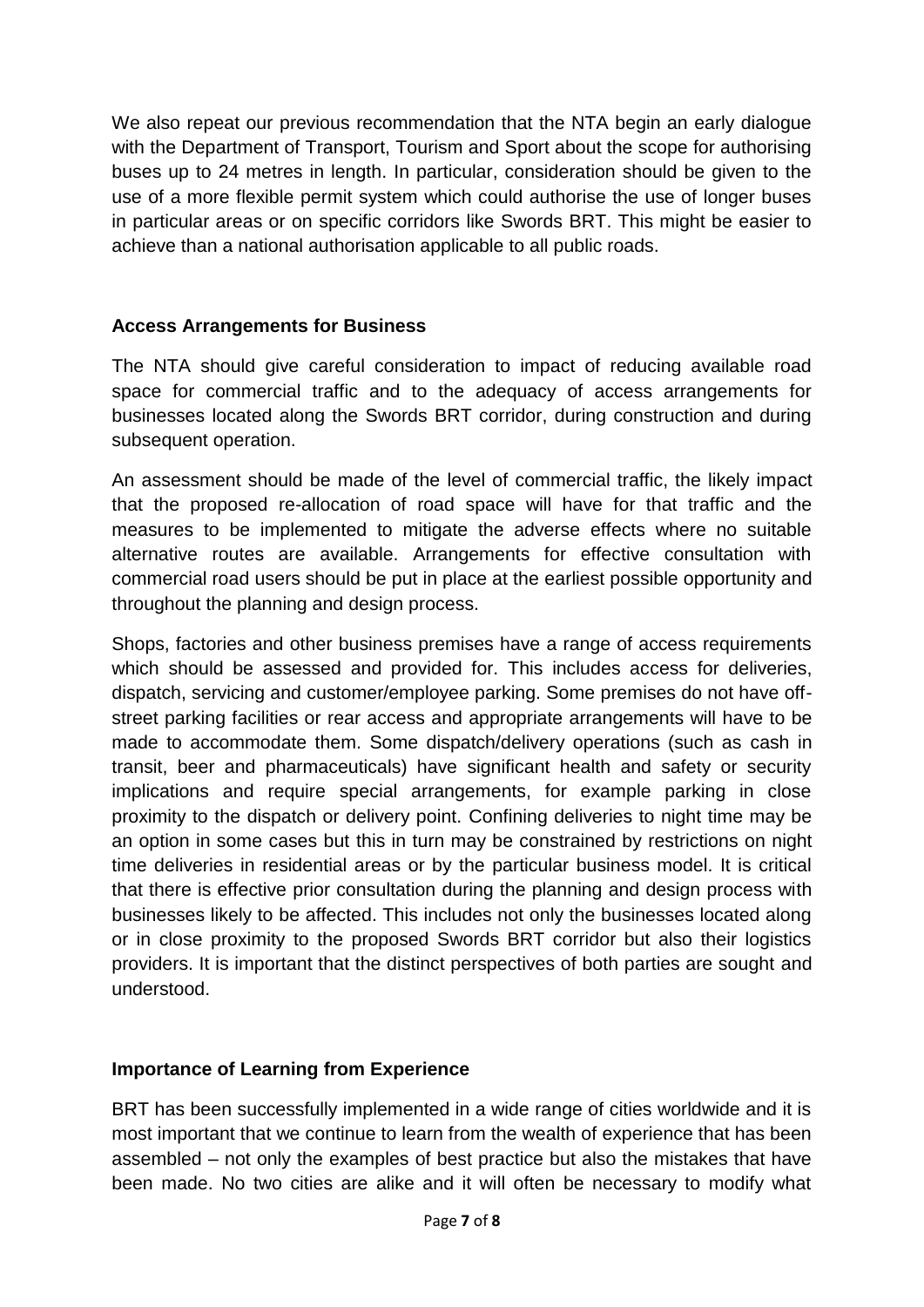We also repeat our previous recommendation that the NTA begin an early dialogue with the Department of Transport, Tourism and Sport about the scope for authorising buses up to 24 metres in length. In particular, consideration should be given to the use of a more flexible permit system which could authorise the use of longer buses in particular areas or on specific corridors like Swords BRT. This might be easier to achieve than a national authorisation applicable to all public roads.

### Access Arrangements for Business

The NTA should give careful consideration to impact of reducing available road space for commercial traffic and to the adequacy of access arrangements for businesses located along the Swords BRT corridor, during construction and during subsequent operation.

An assessment should be made of the level of commercial traffic, the likely impact that the proposed re-allocation of road space will have for that traffic and the measures to be implemented to mitigate the adverse effects where no suitable alternative routes are available. Arrangements for effective consultation with commercial road users should be put in place at the earliest possible opportunity and throughout the planning and design process.

Shops, factories and other business premises have a range of access requirements which should be assessed and provided for. This includes access for deliveries, dispatch, servicing and customer/employee parking. Some premises do not have off-street parking facilities or rear access and appropriate arrangements will have to be made to accommodate them. Some dispatch/delivery operations (such as cash in transit, beer and pharmaceuticals) have significant health and safety or security implications and require special arrangements, for example parking in close proximity to the dispatch or delivery point. Confining deliveries to night time may be an option in some cases but this in turn may be constrained by restrictions on night time deliveries in residential areas or by the particular business model. It is critical that there is effective prior consultation during the planning and design process with businesses likely to be affected. This includes not only the businesses located along or in close proximity to the proposed Swords BRT corridor but also their logistics providers. It is important that the distinct perspectives of both parties are sought and understood.

### Importance of Learning from Experience

BRT has been successfully implemented in a wide range of cities worldwide and it is most important that we continue to learn from the wealth of experience that has been assembled – not only the examples of best practice but also the mistakes that have been made. No two cities are alike and it will often be necessary to modify what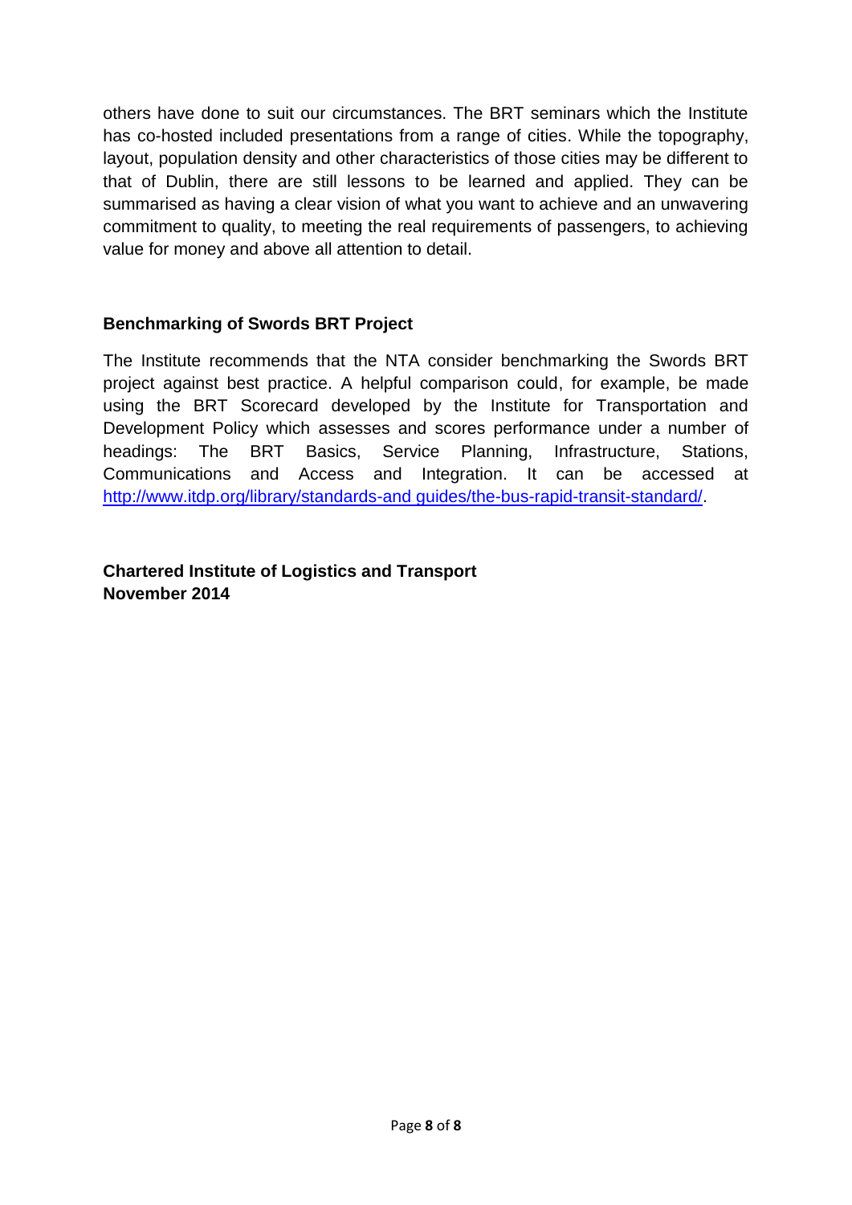others have done to suit our circumstances. The BRT seminars which the Institute has co-hosted included presentations from a range of cities. While the topography, layout, population density and other characteristics of those cities may be different to that of Dublin, there are still lessons to be learned and applied. They can be summarised as having a clear vision of what you want to achieve and an unwavering commitment to quality, to meeting the real requirements of passengers, to achieving value for money and above all attention to detail.

**Benchmarking of Swords BRT Project**

The Institute recommends that the NTA consider benchmarking the Swords BRT project against best practice. A helpful comparison could, for example, be made using the BRT Scorecard developed by the Institute for Transportation and Development Policy which assesses and scores performance under a number of headings: The BRT Basics, Service Planning, Infrastructure, Stations, Communications and Access and Integration. It can be accessed at http://www.itdp.org/library/standards-and guides/the-bus-rapid-transit-standard/.

**Chartered Institute of Logistics and Transport**
**November 2014**